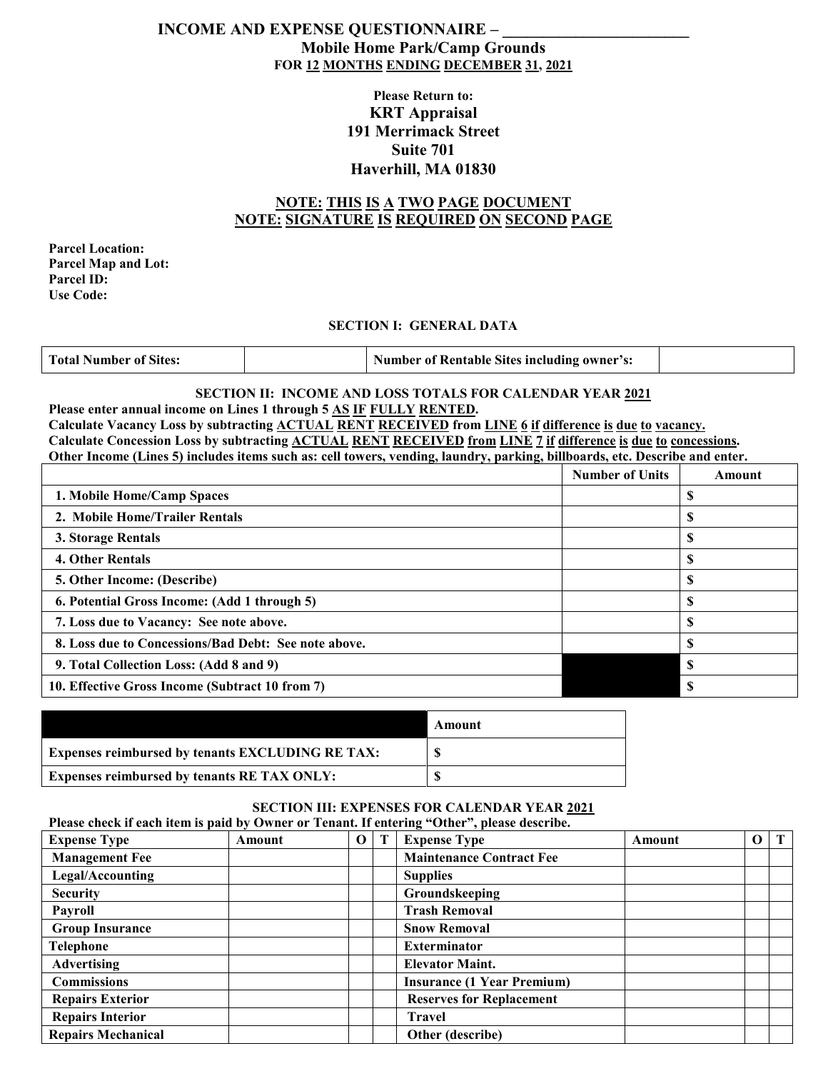# INCOME AND EXPENSE QUESTIONNAIRE – _______________________

## Mobile Home Park/Camp Grounds

**FOR 12 MONTHS ENDING DECEMBER 31, 2021**

**Please Return to:**
**KRT Appraisal**
**191 Merrimack Street**
**Suite 701**
**Haverhill, MA 01830**

**NOTE: THIS IS A TWO PAGE DOCUMENT**
**NOTE: SIGNATURE IS REQUIRED ON SECOND PAGE**

**Parcel Location:**
**Parcel Map and Lot:**
**Parcel ID:**
**Use Code:**

### SECTION I: GENERAL DATA

| Total Number of Sites: | | Number of Rentable Sites including owner's: | |
|---|---|---|---|

### SECTION II: INCOME AND LOSS TOTALS FOR CALENDAR YEAR 2021

**Please enter annual income on Lines 1 through 5 AS IF FULLY RENTED.**
**Calculate Vacancy Loss by subtracting ACTUAL RENT RECEIVED from LINE 6 if difference is due to vacancy.**
**Calculate Concession Loss by subtracting ACTUAL RENT RECEIVED from LINE 7 if difference is due to concessions.**
**Other Income (Lines 5) includes items such as: cell towers, vending, laundry, parking, billboards, etc. Describe and enter.**

| | Number of Units | Amount |
|---|---|---|
| 1. Mobile Home/Camp Spaces | | $ |
| 2. Mobile Home/Trailer Rentals | | $ |
| 3. Storage Rentals | | $ |
| 4. Other Rentals | | $ |
| 5. Other Income: (Describe) | | $ |
| 6. Potential Gross Income: (Add 1 through 5) | | $ |
| 7. Loss due to Vacancy: See note above. | | $ |
| 8. Loss due to Concessions/Bad Debt: See note above. | | $ |
| 9. Total Collection Loss: (Add 8 and 9) | | $ |
| 10. Effective Gross Income (Subtract 10 from 7) | | $ |

| | Amount |
|---|---|
| Expenses reimbursed by tenants EXCLUDING RE TAX: | $ |
| Expenses reimbursed by tenants RE TAX ONLY: | $ |

### SECTION III: EXPENSES FOR CALENDAR YEAR 2021

**Please check if each item is paid by Owner or Tenant. If entering "Other", please describe.**

| Expense Type | Amount | O | T | Expense Type | Amount | O | T |
|---|---|---|---|---|---|---|---|
| Management Fee | | | | Maintenance Contract Fee | | | |
| Legal/Accounting | | | | Supplies | | | |
| Security | | | | Groundskeeping | | | |
| Payroll | | | | Trash Removal | | | |
| Group Insurance | | | | Snow Removal | | | |
| Telephone | | | | Exterminator | | | |
| Advertising | | | | Elevator Maint. | | | |
| Commissions | | | | Insurance (1 Year Premium) | | | |
| Repairs Exterior | | | | Reserves for Replacement | | | |
| Repairs Interior | | | | Travel | | | |
| Repairs Mechanical | | | | Other (describe) | | | |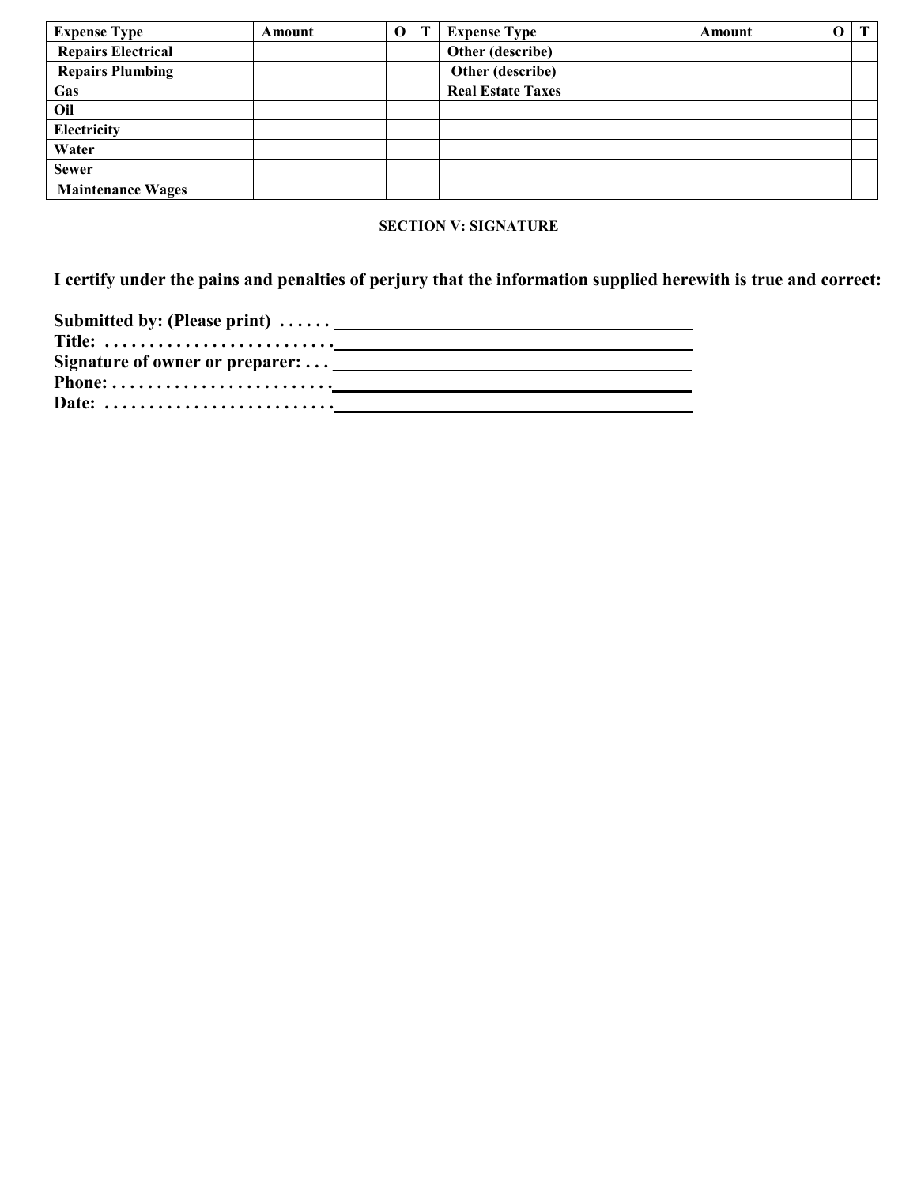| Expense Type | Amount | O | T | Expense Type | Amount | O | T |
|---|---|---|---|---|---|---|---|
| Repairs Electrical | | | | Other (describe) | | | |
| Repairs Plumbing | | | | Other (describe) | | | |
| Gas | | | | Real Estate Taxes | | | |
| Oil | | | | | | | |
| Electricity | | | | | | | |
| Water | | | | | | | |
| Sewer | | | | | | | |
| Maintenance Wages | | | | | | | |

## SECTION V: SIGNATURE

**I certify under the pains and penalties of perjury that the information supplied herewith is true and correct:**

**Submitted by: (Please print) . . . . . .** ______________________________

**Title: . . . . . . . . . . . . . . . . . . . . . . . . .** ______________________________

**Signature of owner or preparer: . . .** ______________________________

**Phone: . . . . . . . . . . . . . . . . . . . . . . . .** ______________________________

**Date: . . . . . . . . . . . . . . . . . . . . . . . . .** ______________________________